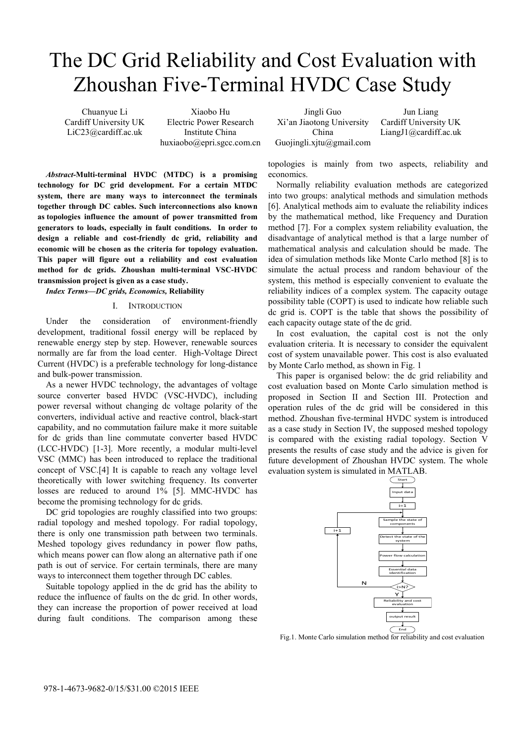# The DC Grid Reliability and Cost Evaluation with Zhoushan Five-Terminal HVDC Case Study

Chuanyue Li
Cardiff University UK
LiC23@cardiff.ac.uk

Xiaobo Hu
Electric Power Research Institute China
huxiaobo@epri.sgcc.com.cn

Jingli Guo
Xi'an Jiaotong University China
Guojingli.xjtu@gmail.com

Jun Liang
Cardiff University UK
LiangJ1@cardiff.ac.uk

***Abstract*-Multi-terminal HVDC (MTDC) is a promising technology for DC grid development. For a certain MTDC system, there are many ways to interconnect the terminals together through DC cables. Such interconnections also known as topologies influence the amount of power transmitted from generators to loads, especially in fault conditions. In order to design a reliable and cost-friendly dc grid, reliability and economic will be chosen as the criteria for topology evaluation. This paper will figure out a reliability and cost evaluation method for dc grids. Zhoushan multi-terminal VSC-HVDC transmission project is given as a case study.**

***Index Terms—DC grids, Economics,* Reliability**

## I. Introduction

Under the consideration of environment-friendly development, traditional fossil energy will be replaced by renewable energy step by step. However, renewable sources normally are far from the load center. High-Voltage Direct Current (HVDC) is a preferable technology for long-distance and bulk-power transmission.

As a newer HVDC technology, the advantages of voltage source converter based HVDC (VSC-HVDC), including power reversal without changing dc voltage polarity of the converters, individual active and reactive control, black-start capability, and no commutation failure make it more suitable for dc grids than line commutate converter based HVDC (LCC-HVDC) [1-3]. More recently, a modular multi-level VSC (MMC) has been introduced to replace the traditional concept of VSC.[4] It is capable to reach any voltage level theoretically with lower switching frequency. Its converter losses are reduced to around 1% [5]. MMC-HVDC has become the promising technology for dc grids.

DC grid topologies are roughly classified into two groups: radial topology and meshed topology. For radial topology, there is only one transmission path between two terminals. Meshed topology gives redundancy in power flow paths, which means power can flow along an alternative path if one path is out of service. For certain terminals, there are many ways to interconnect them together through DC cables.

Suitable topology applied in the dc grid has the ability to reduce the influence of faults on the dc grid. In other words, they can increase the proportion of power received at load during fault conditions. The comparison among these topologies is mainly from two aspects, reliability and economics.

Normally reliability evaluation methods are categorized into two groups: analytical methods and simulation methods [6]. Analytical methods aim to evaluate the reliability indices by the mathematical method, like Frequency and Duration method [7]. For a complex system reliability evaluation, the disadvantage of analytical method is that a large number of mathematical analysis and calculation should be made. The idea of simulation methods like Monte Carlo method [8] is to simulate the actual process and random behaviour of the system, this method is especially convenient to evaluate the reliability indices of a complex system. The capacity outage possibility table (COPT) is used to indicate how reliable such dc grid is. COPT is the table that shows the possibility of each capacity outage state of the dc grid.

In cost evaluation, the capital cost is not the only evaluation criteria. It is necessary to consider the equivalent cost of system unavailable power. This cost is also evaluated by Monte Carlo method, as shown in Fig. 1

This paper is organised below: the dc grid reliability and cost evaluation based on Monte Carlo simulation method is proposed in Section II and Section III. Protection and operation rules of the dc grid will be considered in this method. Zhoushan five-terminal HVDC system is introduced as a case study in Section IV, the supposed meshed topology is compared with the existing radial topology. Section V presents the results of case study and the advice is given for future development of Zhoushan HVDC system. The whole evaluation system is simulated in MATLAB.

Start
Input data
i=1
Sample the state of components
Detect the state of the system
Power flow calculation
Essential data identification
i>N?
N
i+1
Y
Reliability and cost evaluation
output result
End

Fig.1. Monte Carlo simulation method for reliability and cost evaluation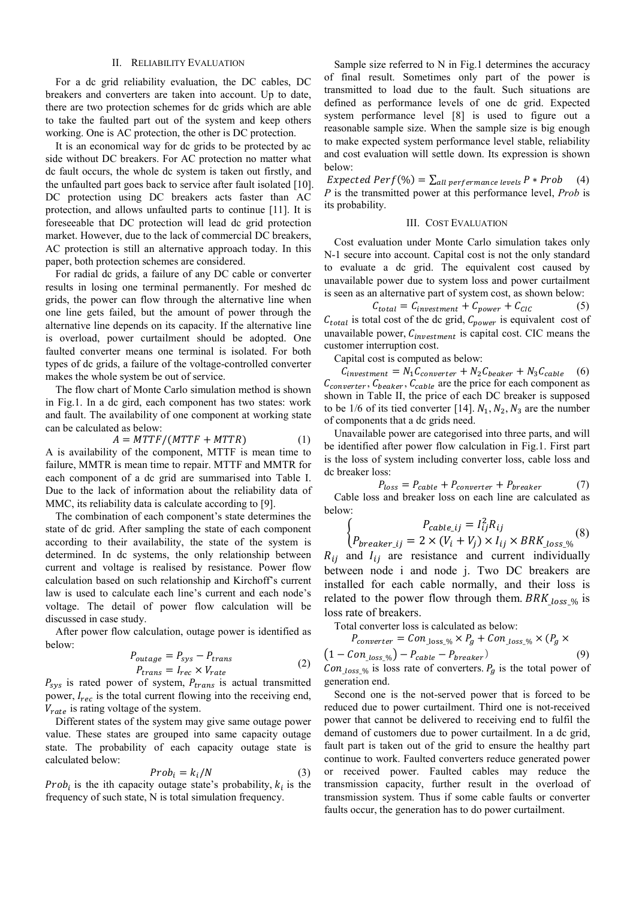## II. Reliability Evaluation

For a dc grid reliability evaluation, the DC cables, DC breakers and converters are taken into account. Up to date, there are two protection schemes for dc grids which are able to take the faulted part out of the system and keep others working. One is AC protection, the other is DC protection.

It is an economical way for dc grids to be protected by ac side without DC breakers. For AC protection no matter what dc fault occurs, the whole dc system is taken out firstly, and the unfaulted part goes back to service after fault isolated [10]. DC protection using DC breakers acts faster than AC protection, and allows unfaulted parts to continue [11]. It is foreseeable that DC protection will lead dc grid protection market. However, due to the lack of commercial DC breakers, AC protection is still an alternative approach today. In this paper, both protection schemes are considered.

For radial dc grids, a failure of any DC cable or converter results in losing one terminal permanently. For meshed dc grids, the power can flow through the alternative line when one line gets failed, but the amount of power through the alternative line depends on its capacity. If the alternative line is overload, power curtailment should be adopted. One faulted converter means one terminal is isolated. For both types of dc grids, a failure of the voltage-controlled converter makes the whole system be out of service.

The flow chart of Monte Carlo simulation method is shown in Fig.1. In a dc gird, each component has two states: work and fault. The availability of one component at working state can be calculated as below:

$$A = MTTF/(MTTF + MTTR) \quad (1)$$

A is availability of the component, MTTF is mean time to failure, MMTR is mean time to repair. MTTF and MMTR for each component of a dc grid are summarised into Table I. Due to the lack of information about the reliability data of MMC, its reliability data is calculate according to [9].

The combination of each component's state determines the state of dc grid. After sampling the state of each component according to their availability, the state of the system is determined. In dc systems, the only relationship between current and voltage is realised by resistance. Power flow calculation based on such relationship and Kirchoff's current law is used to calculate each line's current and each node's voltage. The detail of power flow calculation will be discussed in case study.

After power flow calculation, outage power is identified as below:

$$\begin{gathered} P_{outage} = P_{sys} - P_{trans} \\ P_{trans} = I_{rec} \times V_{rate} \end{gathered} \quad (2)$$

$P_{sys}$ is rated power of system, $P_{trans}$ is actual transmitted power, $I_{rec}$ is the total current flowing into the receiving end, $V_{rate}$ is rating voltage of the system.

Different states of the system may give same outage power value. These states are grouped into same capacity outage state. The probability of each capacity outage state is calculated below:

$$Prob_i = k_i/N \quad (3)$$

$Prob_i$ is the ith capacity outage state's probability, $k_i$ is the frequency of such state, N is total simulation frequency.

Sample size referred to N in Fig.1 determines the accuracy of final result. Sometimes only part of the power is transmitted to load due to the fault. Such situations are defined as performance levels of one dc grid. Expected system performance level [8] is used to figure out a reasonable sample size. When the sample size is big enough to make expected system performance level stable, reliability and cost evaluation will settle down. Its expression is shown below:

$$Expected\ Perf(\%) = \sum_{all\ perfermance\ levels} P * Prob \quad (4)$$

*P* is the transmitted power at this performance level, *Prob* is its probability.

## III. Cost Evaluation

Cost evaluation under Monte Carlo simulation takes only N-1 secure into account. Capital cost is not the only standard to evaluate a dc grid. The equivalent cost caused by unavailable power due to system loss and power curtailment is seen as an alternative part of system cost, as shown below:

$$C_{total} = C_{investment} + C_{power} + C_{CIC} \quad (5)$$

$C_{total}$ is total cost of the dc grid, $C_{power}$ is equivalent cost of unavailable power, $C_{investment}$ is capital cost. CIC means the customer interruption cost.

Capital cost is computed as below:

$$C_{investment} = N_1 C_{converter} + N_2 C_{beaker} + N_3 C_{cable} \quad (6)$$

$C_{converter}$, $C_{beaker}$, $C_{cable}$ are the price for each component as shown in Table II, the price of each DC breaker is supposed to be 1/6 of its tied converter [14]. $N_1, N_2, N_3$ are the number of components that a dc grids need.

Unavailable power are categorised into three parts, and will be identified after power flow calculation in Fig.1. First part is the loss of system including converter loss, cable loss and dc breaker loss:

$$P_{loss} = P_{cable} + P_{converter} + P_{breaker} \quad (7)$$

Cable loss and breaker loss on each line are calculated as below:

$$\begin{cases} P_{cable\_ij} = I_{ij}^2 R_{ij} \\ P_{breaker\_ij} = 2 \times (V_i + V_j) \times I_{ij} \times BRK_{\_loss\_\%} \end{cases} \quad (8)$$

$R_{ij}$ and $I_{ij}$ are resistance and current individually between node i and node j. Two DC breakers are installed for each cable normally, and their loss is related to the power flow through them. $BRK_{\_loss\_\%}$ is loss rate of breakers.

Total converter loss is calculated as below:

$$P_{converter} = Con_{\_loss\_\%} \times P_g + Con_{\_loss\_\%} \times (P_g \times (1 - Con_{\_loss\_\%}) - P_{cable} - P_{breaker}) \quad (9)$$

$Con_{\_loss\_\%}$ is loss rate of converters. $P_g$ is the total power of generation end.

Second one is the not-served power that is forced to be reduced due to power curtailment. Third one is not-received power that cannot be delivered to receiving end to fulfil the demand of customers due to power curtailment. In a dc grid, fault part is taken out of the grid to ensure the healthy part continue to work. Faulted converters reduce generated power or received power. Faulted cables may reduce the transmission capacity, further result in the overload of transmission system. Thus if some cable faults or converter faults occur, the generation has to do power curtailment.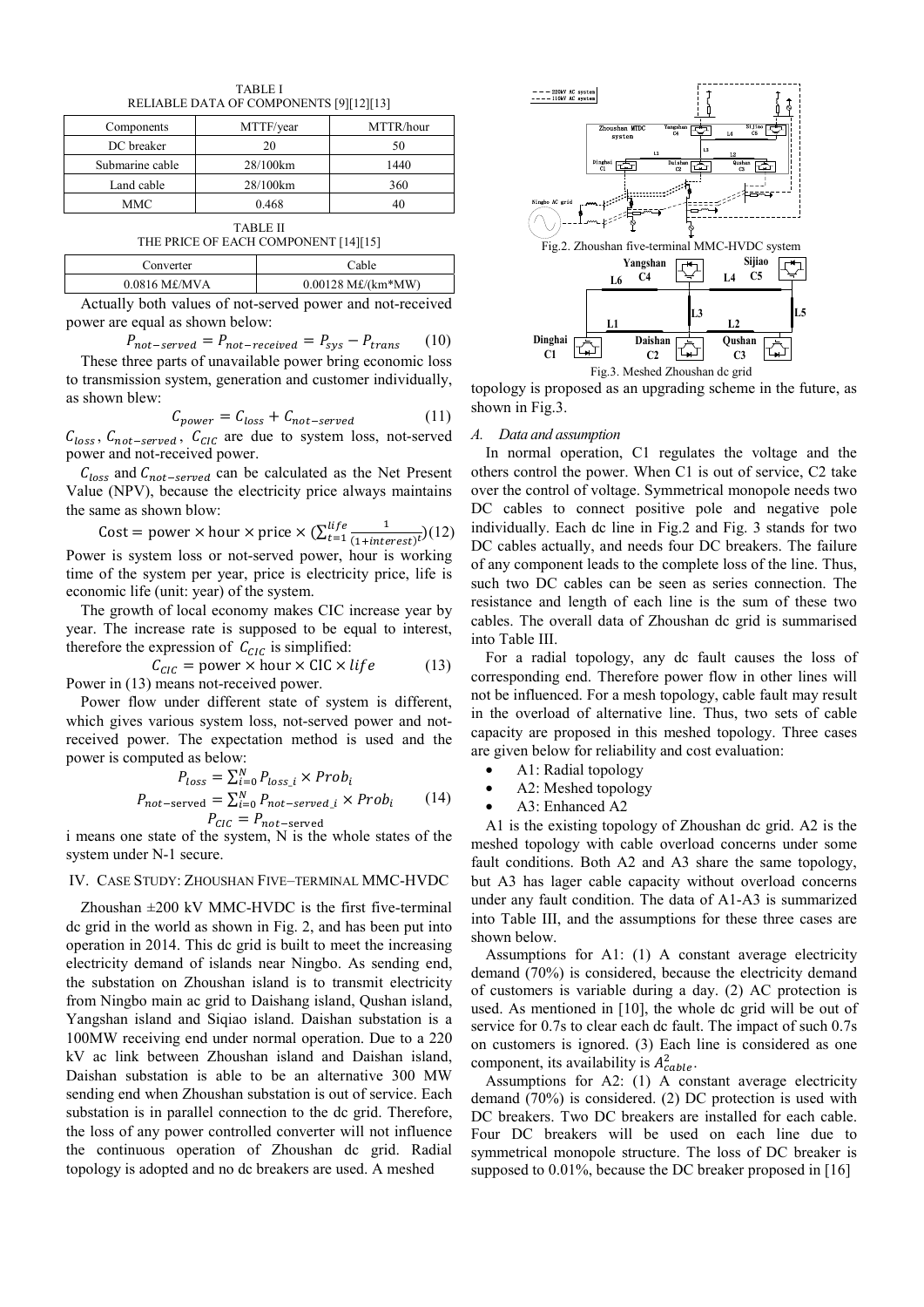TABLE I
RELIABLE DATA OF COMPONENTS [9][12][13]

| Components | MTTF/year | MTTR/hour |
|---|---|---|
| DC breaker | 20 | 50 |
| Submarine cable | 28/100km | 1440 |
| Land cable | 28/100km | 360 |
| MMC | 0.468 | 40 |

TABLE II
THE PRICE OF EACH COMPONENT [14][15]

| Converter | Cable |
|---|---|
| 0.0816 M£/MVA | 0.00128 M£/(km*MW) |

Actually both values of not-served power and not-received power are equal as shown below:

$$P_{not-served} = P_{not-received} = P_{sys} - P_{trans} \quad (10)$$

These three parts of unavailable power bring economic loss to transmission system, generation and customer individually, as shown blew:

$$C_{power} = C_{loss} + C_{not-served} \quad (11)$$

$C_{loss}$, $C_{not-served}$, $C_{CIC}$ are due to system loss, not-served power and not-received power.

$C_{loss}$ and $C_{not-served}$ can be calculated as the Net Present Value (NPV), because the electricity price always maintains the same as shown blow:

$$\text{Cost} = \text{power} \times \text{hour} \times \text{price} \times \left(\sum_{t=1}^{life} \frac{1}{(1+interest)^t}\right) \quad (12)$$

Power is system loss or not-served power, hour is working time of the system per year, price is electricity price, life is economic life (unit: year) of the system.

The growth of local economy makes CIC increase year by year. The increase rate is supposed to be equal to interest, therefore the expression of $C_{CIC}$ is simplified:

$$C_{CIC} = \text{power} \times \text{hour} \times \text{CIC} \times life \quad (13)$$

Power in (13) means not-received power.

Power flow under different state of system is different, which gives various system loss, not-served power and not-received power. The expectation method is used and the power is computed as below:

$$P_{loss} = \sum_{i=0}^{N} P_{loss\_i} \times Prob_i$$
$$P_{not-\text{served}} = \sum_{i=0}^{N} P_{not-served\_i} \times Prob_i \quad (14)$$
$$P_{CIC} = P_{not-\text{served}}$$

i means one state of the system, N is the whole states of the system under N-1 secure.

## IV. Case Study: Zhoushan Five–terminal MMC-HVDC

Zhoushan ±200 kV MMC-HVDC is the first five-terminal dc grid in the world as shown in Fig. 2, and has been put into operation in 2014. This dc grid is built to meet the increasing electricity demand of islands near Ningbo. As sending end, the substation on Zhoushan island is to transmit electricity from Ningbo main ac grid to Daishang island, Qushan island, Yangshan island and Siqiao island. Daishan substation is a 100MW receiving end under normal operation. Due to a 220 kV ac link between Zhoushan island and Daishan island, Daishan substation is able to be an alternative 300 MW sending end when Zhoushan substation is out of service. Each substation is in parallel connection to the dc grid. Therefore, the loss of any power controlled converter will not influence the continuous operation of Zhoushan dc grid. Radial topology is adopted and no dc breakers are used. A meshed topology is proposed as an upgrading scheme in the future, as shown in Fig.3.

220kV AC system
110kV AC system
Zhoushan MTDC system
Yangshan C4
Sijiao C5
L4
L1
L3
L2
Dinghai C1
Daishan C2
Qushan C3
Ningbo AC grid

Fig.2. Zhoushan five-terminal MMC-HVDC system

Yangshan C4
Sijiao C5
L6
L4
L3
L5
L1
L2
Dinghai C1
Daishan C2
Qushan C3

Fig.3. Meshed Zhoushan dc grid

### A. Data and assumption

In normal operation, C1 regulates the voltage and the others control the power. When C1 is out of service, C2 take over the control of voltage. Symmetrical monopole needs two DC cables to connect positive pole and negative pole individually. Each dc line in Fig.2 and Fig. 3 stands for two DC cables actually, and needs four DC breakers. The failure of any component leads to the complete loss of the line. Thus, such two DC cables can be seen as series connection. The resistance and length of each line is the sum of these two cables. The overall data of Zhoushan dc grid is summarised into Table III.

For a radial topology, any dc fault causes the loss of corresponding end. Therefore power flow in other lines will not be influenced. For a mesh topology, cable fault may result in the overload of alternative line. Thus, two sets of cable capacity are proposed in this meshed topology. Three cases are given below for reliability and cost evaluation:

- A1: Radial topology
- A2: Meshed topology
- A3: Enhanced A2

A1 is the existing topology of Zhoushan dc grid. A2 is the meshed topology with cable overload concerns under some fault conditions. Both A2 and A3 share the same topology, but A3 has lager cable capacity without overload concerns under any fault condition. The data of A1-A3 is summarized into Table III, and the assumptions for these three cases are shown below.

Assumptions for A1: (1) A constant average electricity demand (70%) is considered, because the electricity demand of customers is variable during a day. (2) AC protection is used. As mentioned in [10], the whole dc grid will be out of service for 0.7s to clear each dc fault. The impact of such 0.7s on customers is ignored. (3) Each line is considered as one component, its availability is $A_{cable}^2$.

Assumptions for A2: (1) A constant average electricity demand (70%) is considered. (2) DC protection is used with DC breakers. Two DC breakers are installed for each cable. Four DC breakers will be used on each line due to symmetrical monopole structure. The loss of DC breaker is supposed to 0.01%, because the DC breaker proposed in [16]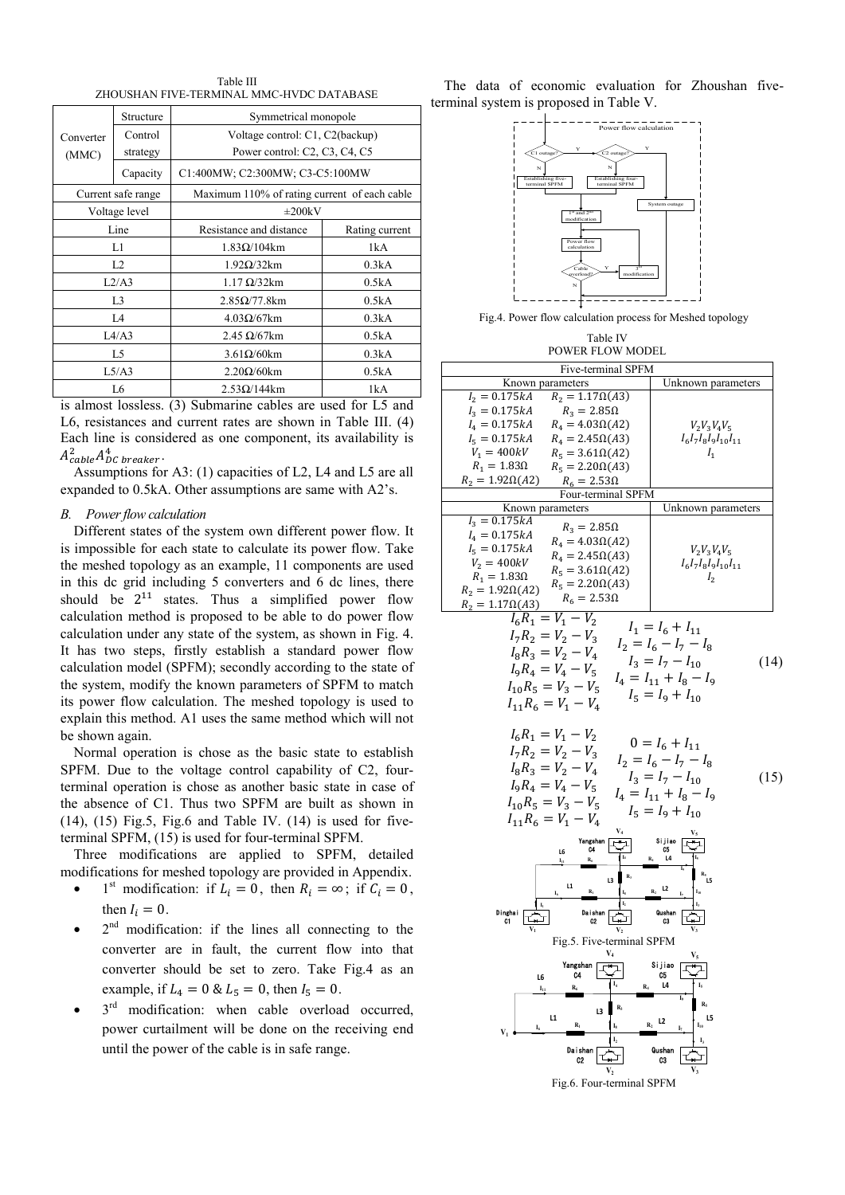Table III
ZHOUSHAN FIVE-TERMINAL MMC-HVDC DATABASE

| | | | |
|---|---|---|---|
| Converter (MMC) | Structure | Symmetrical monopole | |
| | Control strategy | Voltage control: C1, C2(backup) Power control: C2, C3, C4, C5 | |
| | Capacity | C1:400MW; C2:300MW; C3-C5:100MW | |
| Current safe range | | Maximum 110% of rating current of each cable | |
| Voltage level | | ±200kV | |
| Line | | Resistance and distance | Rating current |
| L1 | | 1.83Ω/104km | 1kA |
| L2 | | 1.92Ω/32km | 0.3kA |
| L2/A3 | | 1.17 Ω/32km | 0.5kA |
| L3 | | 2.85Ω/77.8km | 0.5kA |
| L4 | | 4.03Ω/67km | 0.3kA |
| L4/A3 | | 2.45 Ω/67km | 0.5kA |
| L5 | | 3.61Ω/60km | 0.3kA |
| L5/A3 | | 2.20Ω/60km | 0.5kA |
| L6 | | 2.53Ω/144km | 1kA |

is almost lossless. (3) Submarine cables are used for L5 and L6, resistances and current rates are shown in Table III. (4) Each line is considered as one component, its availability is $A_{cable}^2 A_{DC\ breaker}^4$.

Assumptions for A3: (1) capacities of L2, L4 and L5 are all expanded to 0.5kA. Other assumptions are same with A2's.

### *B. Power flow calculation*

Different states of the system own different power flow. It is impossible for each state to calculate its power flow. Take the meshed topology as an example, 11 components are used in this dc grid including 5 converters and 6 dc lines, there should be $2^{11}$ states. Thus a simplified power flow calculation method is proposed to be able to do power flow calculation under any state of the system, as shown in Fig. 4. It has two steps, firstly establish a standard power flow calculation model (SPFM); secondly according to the state of the system, modify the known parameters of SPFM to match its power flow calculation. The meshed topology is used to explain this method. A1 uses the same method which will not be shown again.

Normal operation is chose as the basic state to establish SPFM. Due to the voltage control capability of C2, four-terminal operation is chose as another basic state in case of the absence of C1. Thus two SPFM are built as shown in (14), (15) Fig.5, Fig.6 and Table IV. (14) is used for five-terminal SPFM, (15) is used for four-terminal SPFM.

Three modifications are applied to SPFM, detailed modifications for meshed topology are provided in Appendix.

- 1st modification: if $L_i = 0$, then $R_i = \infty$; if $C_i = 0$, then $I_i = 0$.
- 2nd modification: if the lines all connecting to the converter are in fault, the current flow into that converter should be set to zero. Take Fig.4 as an example, if $L_4 = 0$ & $L_5 = 0$, then $I_5 = 0$.
- 3rd modification: when cable overload occurred, power curtailment will be done on the receiving end until the power of the cable is in safe range.

The data of economic evaluation for Zhoushan five-terminal system is proposed in Table V.

Power flow calculation
C1 outage?
Y
N
C2 outage?
Y
N
Establishing five-terminal SPFM
Establishing four-terminal SPFM
System outage
1st and 2nd modification
Power flow calculation
Cable overload?
Y
3rd modification
N

Fig.4. Power flow calculation process for Meshed topology

Table IV
POWER FLOW MODEL

| Known parameters | | Unknown parameters |
|---|---|---|
| **Five-terminal SPFM** | | |
| $I_2 = 0.175kA$ | $R_2 = 1.17\Omega(A3)$ | $V_2V_3V_4V_5$ $I_6I_7I_8I_9I_{10}I_{11}$ $I_1$ |
| $I_3 = 0.175kA$ | $R_3 = 2.85\Omega$ | |
| $I_4 = 0.175kA$ | $R_4 = 4.03\Omega(A2)$ | |
| $I_5 = 0.175kA$ | $R_4 = 2.45\Omega(A3)$ | |
| $V_1 = 400kV$ | $R_5 = 3.61\Omega(A2)$ | |
| $R_1 = 1.83\Omega$ | $R_5 = 2.20\Omega(A3)$ | |
| $R_2 = 1.92\Omega(A2)$ | $R_6 = 2.53\Omega$ | |
| **Four-terminal SPFM** | | |
| $I_3 = 0.175kA$ | $R_3 = 2.85\Omega$ | $V_2V_3V_4V_5$ $I_6I_7I_8I_9I_{10}I_{11}$ $I_2$ |
| $I_4 = 0.175kA$ | $R_4 = 4.03\Omega(A2)$ | |
| $I_5 = 0.175kA$ | $R_4 = 2.45\Omega(A3)$ | |
| $V_2 = 400kV$ | $R_5 = 3.61\Omega(A2)$ | |
| $R_1 = 1.83\Omega$ | $R_5 = 2.20\Omega(A3)$ | |
| $R_2 = 1.92\Omega(A2)$ | $R_6 = 2.53\Omega$ | |
| $R_2 = 1.17\Omega(A3)$ | | |

$$
\begin{array}{ll}
I_6R_1 = V_1 - V_2 & I_1 = I_6 + I_{11} \\
I_7R_2 = V_2 - V_3 & I_2 = I_6 - I_7 - I_8 \\
I_8R_3 = V_2 - V_4 & I_3 = I_7 - I_{10} \\
I_9R_4 = V_4 - V_5 & I_4 = I_{11} + I_8 - I_9 \\
I_{10}R_5 = V_3 - V_5 & I_5 = I_9 + I_{10} \\
I_{11}R_6 = V_1 - V_4 &
\end{array}
\tag{14}
$$

$$
\begin{array}{ll}
I_6R_1 = V_1 - V_2 & 0 = I_6 + I_{11} \\
I_7R_2 = V_2 - V_3 & I_2 = I_6 - I_7 - I_8 \\
I_8R_3 = V_2 - V_4 & I_3 = I_7 - I_{10} \\
I_9R_4 = V_4 - V_5 & I_4 = I_{11} + I_8 - I_9 \\
I_{10}R_5 = V_3 - V_5 & I_5 = I_9 + I_{10} \\
I_{11}R_6 = V_1 - V_4 &
\end{array}
\tag{15}
$$

Fig.5. Five-terminal SPFM

Fig.6. Four-terminal SPFM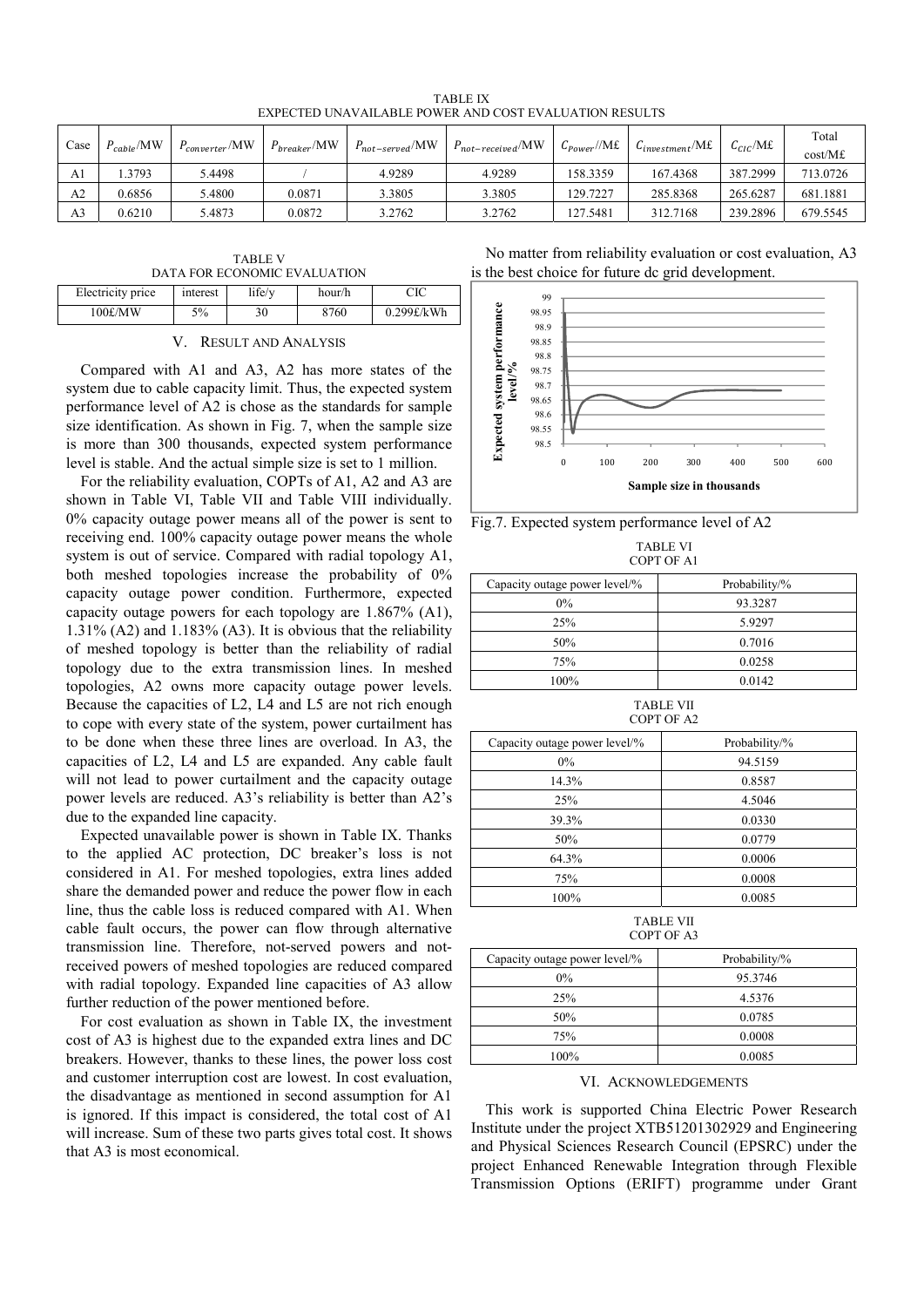TABLE IX
EXPECTED UNAVAILABLE POWER AND COST EVALUATION RESULTS

| Case | $P_{cable}$/MW | $P_{converter}$/MW | $P_{breaker}$/MW | $P_{not-served}$/MW | $P_{not-received}$/MW | $C_{Power}$//M£ | $C_{investment}$/M£ | $C_{CIC}$/M£ | Total cost/M£ |
|---|---|---|---|---|---|---|---|---|---|
| A1 | 1.3793 | 5.4498 | / | 4.9289 | 4.9289 | 158.3359 | 167.4368 | 387.2999 | 713.0726 |
| A2 | 0.6856 | 5.4800 | 0.0871 | 3.3805 | 3.3805 | 129.7227 | 285.8368 | 265.6287 | 681.1881 |
| A3 | 0.6210 | 5.4873 | 0.0872 | 3.2762 | 3.2762 | 127.5481 | 312.7168 | 239.2896 | 679.5545 |

TABLE V
DATA FOR ECONOMIC EVALUATION

| Electricity price | interest | life/y | hour/h | CIC |
|---|---|---|---|---|
| 100£/MW | 5% | 30 | 8760 | 0.299£/kWh |

## V. RESULT AND ANALYSIS

Compared with A1 and A3, A2 has more states of the system due to cable capacity limit. Thus, the expected system performance level of A2 is chose as the standards for sample size identification. As shown in Fig. 7, when the sample size is more than 300 thousands, expected system performance level is stable. And the actual simple size is set to 1 million.

For the reliability evaluation, COPTs of A1, A2 and A3 are shown in Table VI, Table VII and Table VIII individually. 0% capacity outage power means all of the power is sent to receiving end. 100% capacity outage power means the whole system is out of service. Compared with radial topology A1, both meshed topologies increase the probability of 0% capacity outage power condition. Furthermore, expected capacity outage powers for each topology are 1.867% (A1), 1.31% (A2) and 1.183% (A3). It is obvious that the reliability of meshed topology is better than the reliability of radial topology due to the extra transmission lines. In meshed topologies, A2 owns more capacity outage power levels. Because the capacities of L2, L4 and L5 are not rich enough to cope with every state of the system, power curtailment has to be done when these three lines are overload. In A3, the capacities of L2, L4 and L5 are expanded. Any cable fault will not lead to power curtailment and the capacity outage power levels are reduced. A3's reliability is better than A2's due to the expanded line capacity.

Expected unavailable power is shown in Table IX. Thanks to the applied AC protection, DC breaker's loss is not considered in A1. For meshed topologies, extra lines added share the demanded power and reduce the power flow in each line, thus the cable loss is reduced compared with A1. When cable fault occurs, the power can flow through alternative transmission line. Therefore, not-served powers and not-received powers of meshed topologies are reduced compared with radial topology. Expanded line capacities of A3 allow further reduction of the power mentioned before.

For cost evaluation as shown in Table IX, the investment cost of A3 is highest due to the expanded extra lines and DC breakers. However, thanks to these lines, the power loss cost and customer interruption cost are lowest. In cost evaluation, the disadvantage as mentioned in second assumption for A1 is ignored. If this impact is considered, the total cost of A1 will increase. Sum of these two parts gives total cost. It shows that A3 is most economical.

No matter from reliability evaluation or cost evaluation, A3 is the best choice for future dc grid development.

Expected system performance level/%
99
98.95
98.9
98.85
98.8
98.75
98.7
98.65
98.6
98.55
98.5
0 100 200 300 400 500 600
Sample size in thousands

Fig.7. Expected system performance level of A2

TABLE VI
COPT OF A1

| Capacity outage power level/% | Probability/% |
|---|---|
| 0% | 93.3287 |
| 25% | 5.9297 |
| 50% | 0.7016 |
| 75% | 0.0258 |
| 100% | 0.0142 |

TABLE VII
COPT OF A2

| Capacity outage power level/% | Probability/% |
|---|---|
| 0% | 94.5159 |
| 14.3% | 0.8587 |
| 25% | 4.5046 |
| 39.3% | 0.0330 |
| 50% | 0.0779 |
| 64.3% | 0.0006 |
| 75% | 0.0008 |
| 100% | 0.0085 |

TABLE VII
COPT OF A3

| Capacity outage power level/% | Probability/% |
|---|---|
| 0% | 95.3746 |
| 25% | 4.5376 |
| 50% | 0.0785 |
| 75% | 0.0008 |
| 100% | 0.0085 |

## VI. ACKNOWLEDGEMENTS

This work is supported China Electric Power Research Institute under the project XTB51201302929 and Engineering and Physical Sciences Research Council (EPSRC) under the project Enhanced Renewable Integration through Flexible Transmission Options (ERIFT) programme under Grant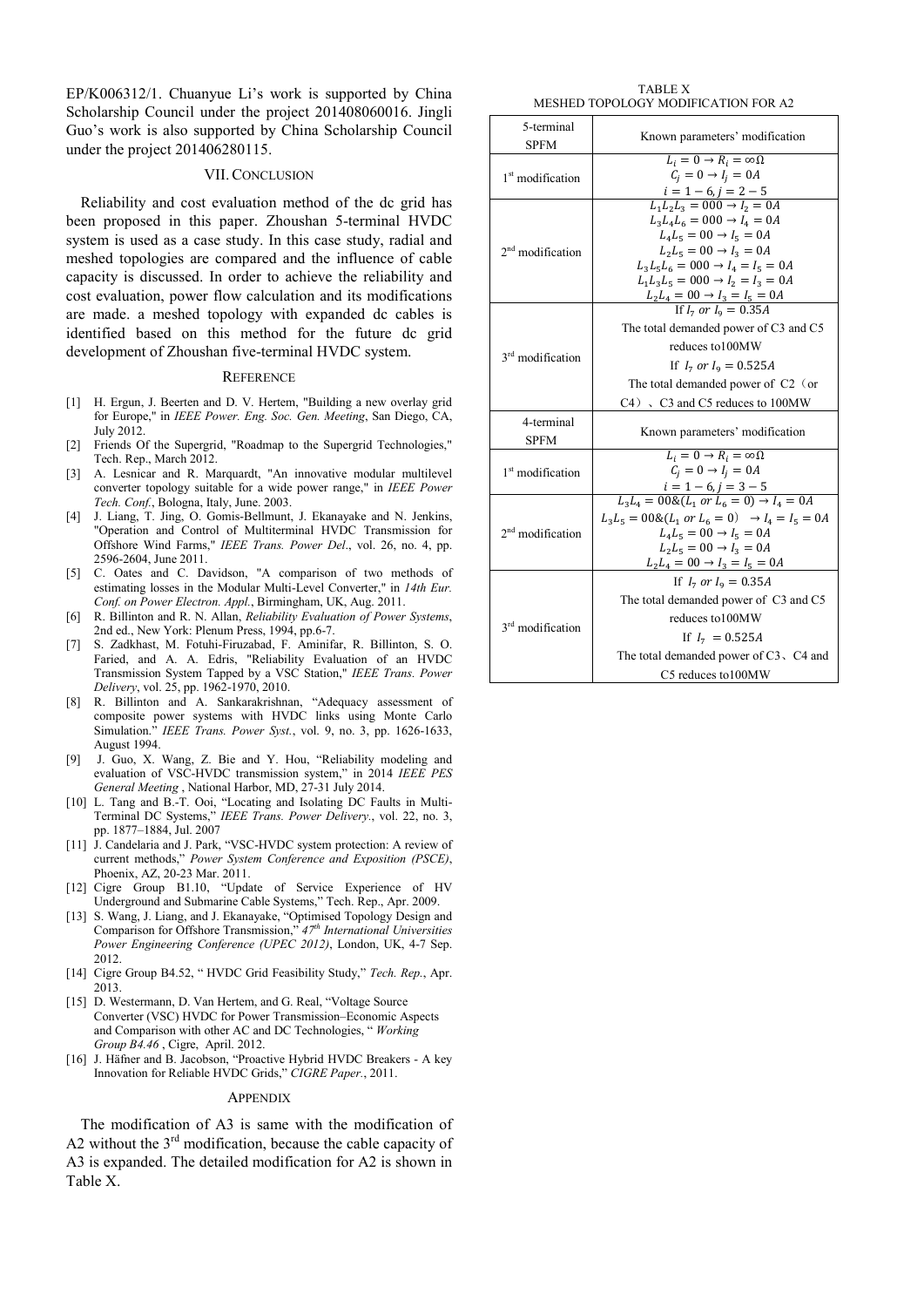EP/K006312/1. Chuanyue Li's work is supported by China Scholarship Council under the project 201408060016. Jingli Guo's work is also supported by China Scholarship Council under the project 201406280115.

## VII. Conclusion

Reliability and cost evaluation method of the dc grid has been proposed in this paper. Zhoushan 5-terminal HVDC system is used as a case study. In this case study, radial and meshed topologies are compared and the influence of cable capacity is discussed. In order to achieve the reliability and cost evaluation, power flow calculation and its modifications are made. a meshed topology with expanded dc cables is identified based on this method for the future dc grid development of Zhoushan five-terminal HVDC system.

## Reference

- [1] H. Ergun, J. Beerten and D. V. Hertem, "Building a new overlay grid for Europe," in *IEEE Power. Eng. Soc. Gen. Meeting*, San Diego, CA, July 2012.
- [2] Friends Of the Supergrid, "Roadmap to the Supergrid Technologies," Tech. Rep., March 2012.
- [3] A. Lesnicar and R. Marquardt, "An innovative modular multilevel converter topology suitable for a wide power range," in *IEEE Power Tech. Conf.*, Bologna, Italy, June. 2003.
- [4] J. Liang, T. Jing, O. Gomis-Bellmunt, J. Ekanayake and N. Jenkins, "Operation and Control of Multiterminal HVDC Transmission for Offshore Wind Farms," *IEEE Trans. Power Del*., vol. 26, no. 4, pp. 2596-2604, June 2011.
- [5] C. Oates and C. Davidson, "A comparison of two methods of estimating losses in the Modular Multi-Level Converter," in *14th Eur. Conf. on Power Electron. Appl.*, Birmingham, UK, Aug. 2011.
- [6] R. Billinton and R. N. Allan, *Reliability Evaluation of Power Systems*, 2nd ed., New York: Plenum Press, 1994, pp.6-7.
- [7] S. Zadkhast, M. Fotuhi-Firuzabad, F. Aminifar, R. Billinton, S. O. Faried, and A. A. Edris, "Reliability Evaluation of an HVDC Transmission System Tapped by a VSC Station," *IEEE Trans. Power Delivery*, vol. 25, pp. 1962-1970, 2010.
- [8] R. Billinton and A. Sankarakrishnan, "Adequacy assessment of composite power systems with HVDC links using Monte Carlo Simulation." *IEEE Trans. Power Syst.*, vol. 9, no. 3, pp. 1626-1633, August 1994.
- [9] J. Guo, X. Wang, Z. Bie and Y. Hou, "Reliability modeling and evaluation of VSC-HVDC transmission system," in 2014 *IEEE PES General Meeting* , National Harbor, MD, 27-31 July 2014.
- [10] L. Tang and B.-T. Ooi, "Locating and Isolating DC Faults in Multi-Terminal DC Systems," *IEEE Trans. Power Delivery.*, vol. 22, no. 3, pp. 1877–1884, Jul. 2007
- [11] J. Candelaria and J. Park, "VSC-HVDC system protection: A review of current methods," *Power System Conference and Exposition (PSCE)*, Phoenix, AZ, 20-23 Mar. 2011.
- [12] Cigre Group B1.10, "Update of Service Experience of HV Underground and Submarine Cable Systems," Tech. Rep., Apr. 2009.
- [13] S. Wang, J. Liang, and J. Ekanayake, "Optimised Topology Design and Comparison for Offshore Transmission," *47th International Universities Power Engineering Conference (UPEC 2012)*, London, UK, 4-7 Sep. 2012.
- [14] Cigre Group B4.52, " HVDC Grid Feasibility Study," *Tech. Rep.*, Apr. 2013.
- [15] D. Westermann, D. Van Hertem, and G. Real, "Voltage Source Converter (VSC) HVDC for Power Transmission–Economic Aspects and Comparison with other AC and DC Technologies, " *Working Group B4.46* , Cigre, April. 2012.
- [16] J. Häfner and B. Jacobson, "Proactive Hybrid HVDC Breakers - A key Innovation for Reliable HVDC Grids," *CIGRE Paper.*, 2011.

## Appendix

The modification of A3 is same with the modification of A2 without the 3rd modification, because the cable capacity of A3 is expanded. The detailed modification for A2 is shown in Table X.

TABLE X
MESHED TOPOLOGY MODIFICATION FOR A2

| 5-terminal SPFM | Known parameters' modification |
|---|---|
| 1st modification | $L_i = 0 \rightarrow R_i = \infty\Omega$<br>$C_j = 0 \rightarrow I_j = 0A$<br>$i = 1-6, j = 2-5$ |
| 2nd modification | $L_1L_2L_3 = 000 \rightarrow I_2 = 0A$<br>$L_3L_4L_6 = 000 \rightarrow I_4 = 0A$<br>$L_4L_5 = 00 \rightarrow I_5 = 0A$<br>$L_2L_5 = 00 \rightarrow I_3 = 0A$<br>$L_3L_5L_6 = 000 \rightarrow I_4 = I_5 = 0A$<br>$L_1L_3L_5 = 000 \rightarrow I_2 = I_3 = 0A$<br>$L_2L_4 = 00 \rightarrow I_3 = I_5 = 0A$ |
| 3rd modification | If $I_7$ *or* $I_9 = 0.35A$<br>The total demanded power of C3 and C5 reduces to100MW<br>If $I_7$ *or* $I_9 = 0.525A$<br>The total demanded power of C2（or C4）、C3 and C5 reduces to 100MW |
| 4-terminal SPFM | Known parameters' modification |
| 1st modification | $L_i = 0 \rightarrow R_i = \infty\Omega$<br>$C_j = 0 \rightarrow I_j = 0A$<br>$i = 1-6, j = 3-5$ |
| 2nd modification | $L_3L_4 = 00\&(L_1 \text{ or } L_6 = 0) \rightarrow I_4 = 0A$<br>$L_3L_5 = 00\&(L_1 \text{ or } L_6 = 0) \rightarrow I_4 = I_5 = 0A$<br>$L_4L_5 = 00 \rightarrow I_5 = 0A$<br>$L_2L_5 = 00 \rightarrow I_3 = 0A$<br>$L_2L_4 = 00 \rightarrow I_3 = I_5 = 0A$ |
| 3rd modification | If $I_7$ *or* $I_9 = 0.35A$<br>The total demanded power of C3 and C5 reduces to100MW<br>If $I_7 = 0.525A$<br>The total demanded power of C3、C4 and C5 reduces to100MW |